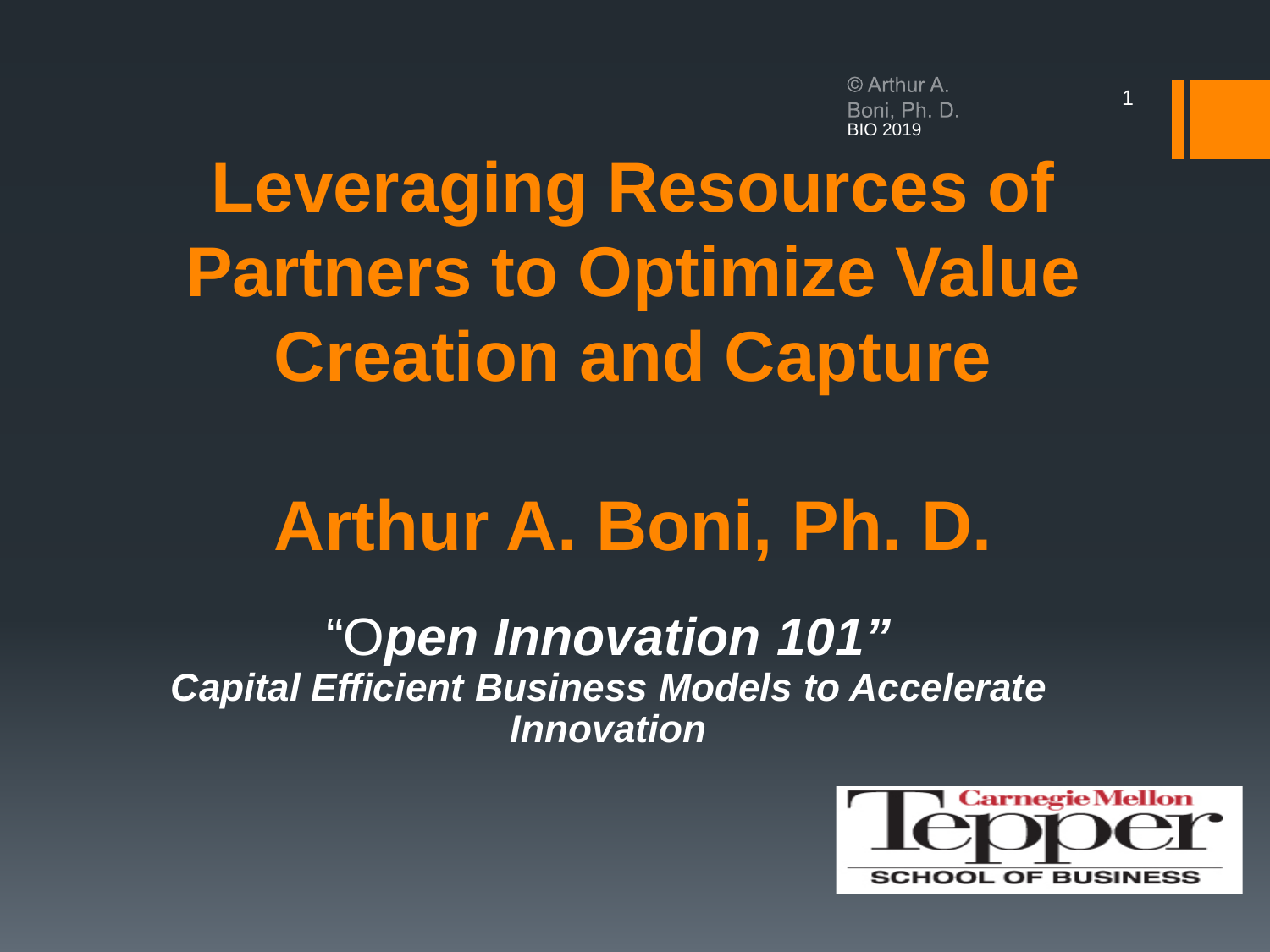© Arthur A. Boni, Ph. D.
BIO 2019

# Leveraging Resources of Partners to Optimize Value Creation and Capture

## Arthur A. Boni, Ph. D.

***"Open Innovation 101"***

***Capital Efficient Business Models to Accelerate Innovation***

Carnegie Mellon Tepper SCHOOL OF BUSINESS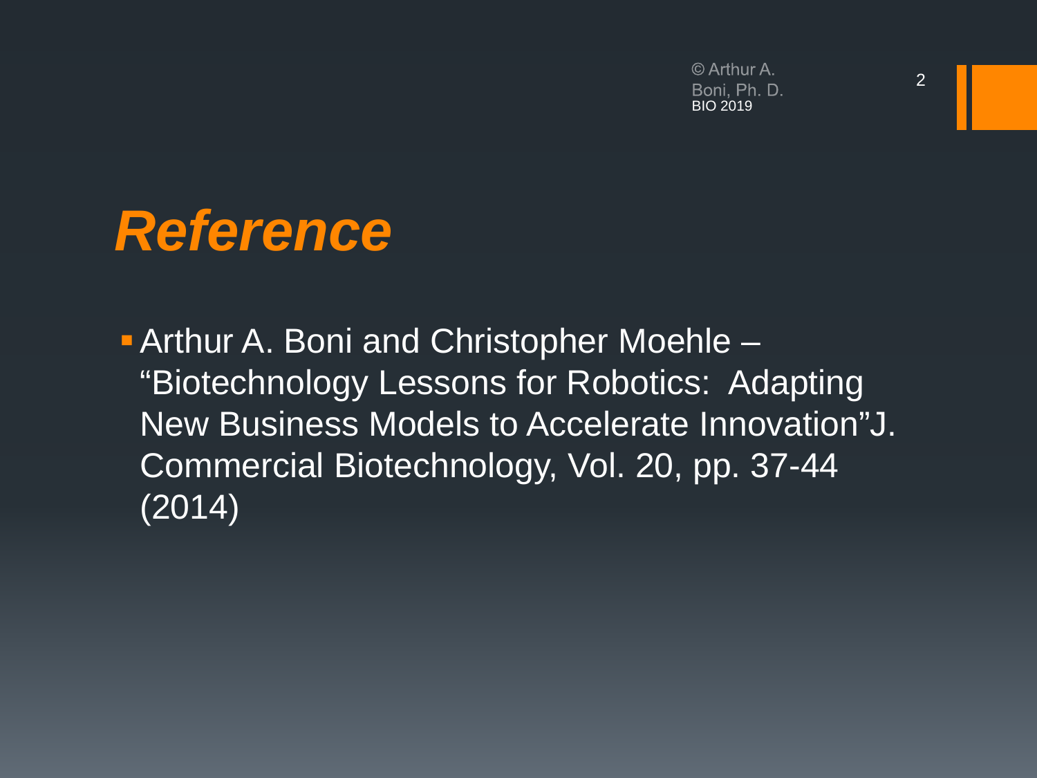# *Reference*

- Arthur A. Boni and Christopher Moehle – "Biotechnology Lessons for Robotics: Adapting New Business Models to Accelerate Innovation"J. Commercial Biotechnology, Vol. 20, pp. 37-44 (2014)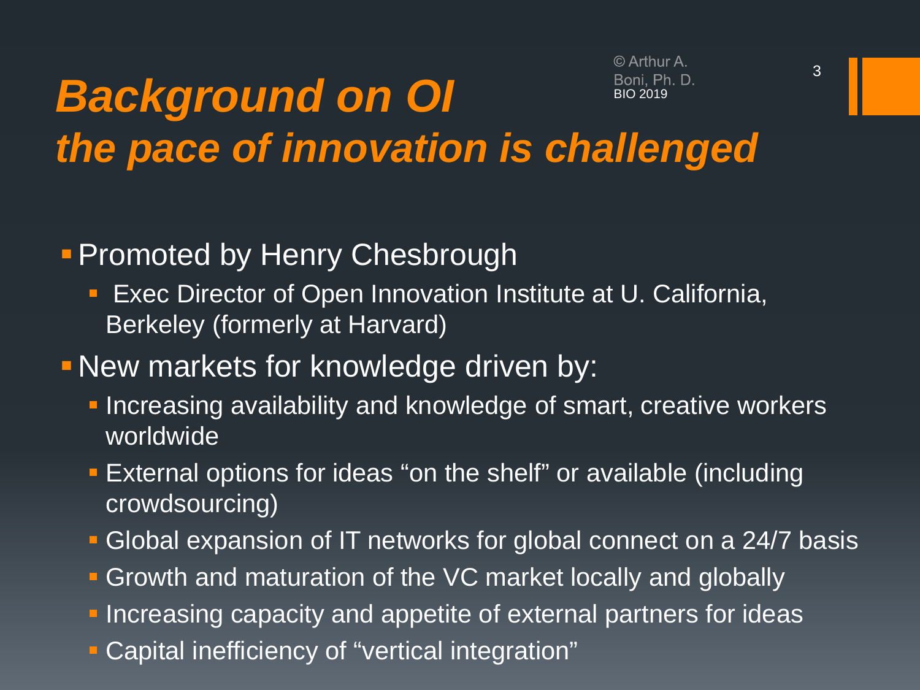# *Background on OI*
# *the pace of innovation is challenged*

- Promoted by Henry Chesbrough
  - Exec Director of Open Innovation Institute at U. California, Berkeley (formerly at Harvard)
- New markets for knowledge driven by:
  - Increasing availability and knowledge of smart, creative workers worldwide
  - External options for ideas “on the shelf” or available (including crowdsourcing)
  - Global expansion of IT networks for global connect on a 24/7 basis
  - Growth and maturation of the VC market locally and globally
  - Increasing capacity and appetite of external partners for ideas
  - Capital inefficiency of “vertical integration”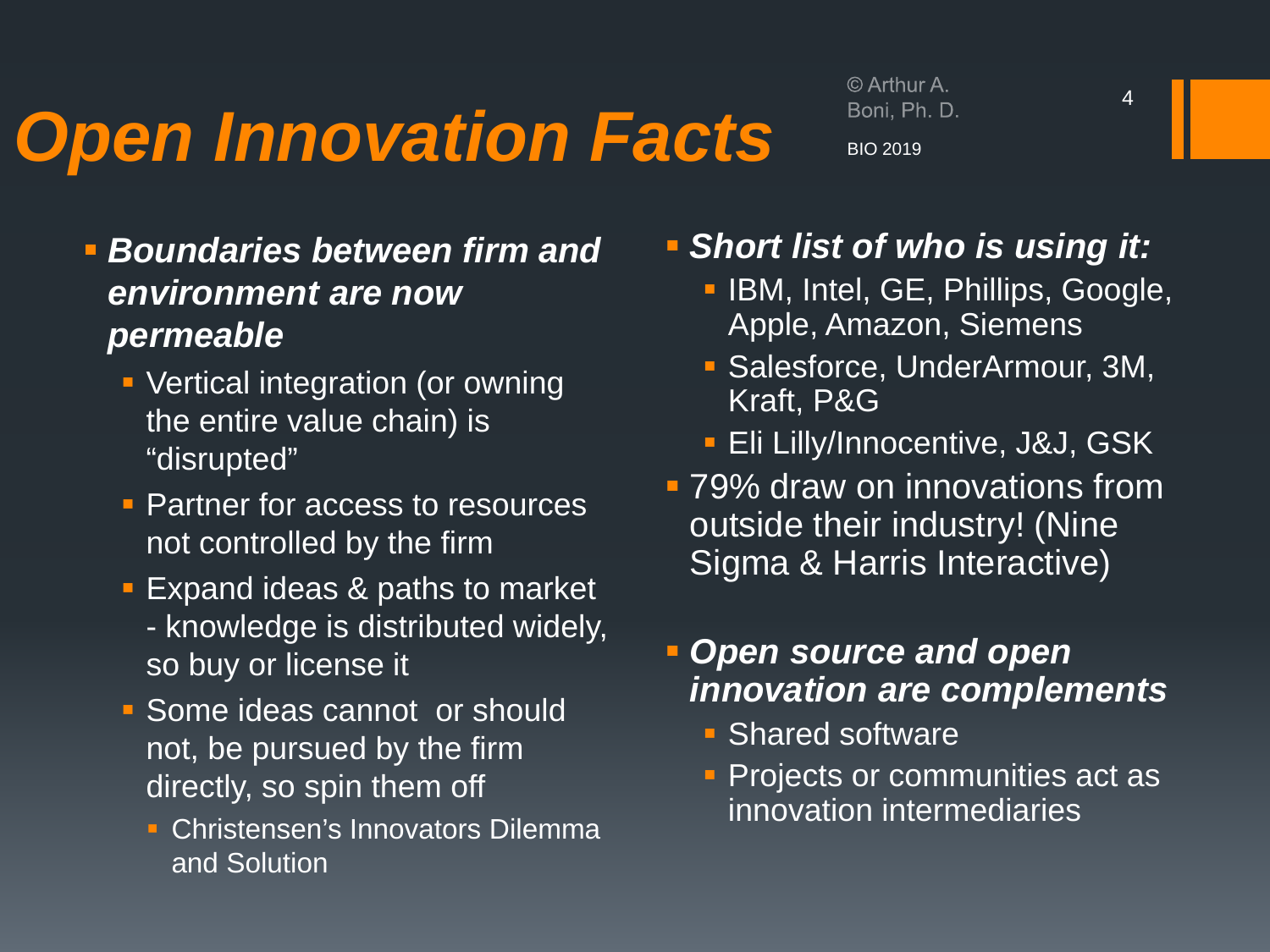# Open Innovation Facts

- ***Boundaries between firm and environment are now permeable***
  - Vertical integration (or owning the entire value chain) is "disrupted"
  - Partner for access to resources not controlled by the firm
  - Expand ideas & paths to market - knowledge is distributed widely, so buy or license it
  - Some ideas cannot  or should not, be pursued by the firm directly, so spin them off
    - Christensen's Innovators Dilemma and Solution
- ***Short list of who is using it:***
  - IBM, Intel, GE, Phillips, Google, Apple, Amazon, Siemens
  - Salesforce, UnderArmour, 3M, Kraft, P&G
  - Eli Lilly/Innocentive, J&J, GSK
- 79% draw on innovations from outside their industry! (Nine Sigma & Harris Interactive)
- ***Open source and open innovation are complements***
  - Shared software
  - Projects or communities act as innovation intermediaries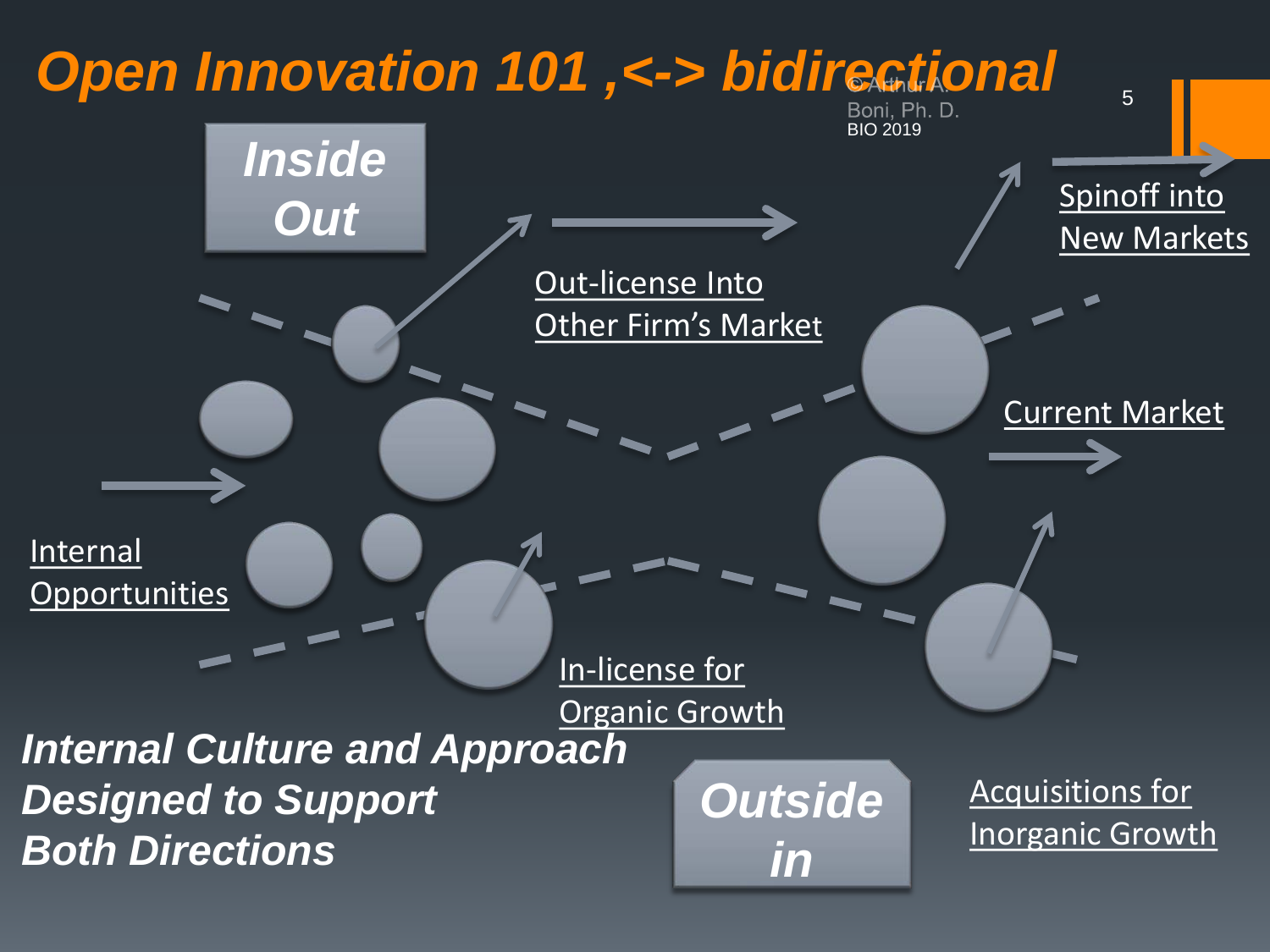# Open Innovation 101 ,<-> bidirectional

©Arthur A. Boni, Ph. D.
BIO 2019

**Inside Out**

Out-license Into Other Firm's Market

Spinoff into New Markets

Current Market

Internal Opportunities

In-license for Organic Growth

Acquisitions for Inorganic Growth

**Outside in**

***Internal Culture and Approach Designed to Support Both Directions***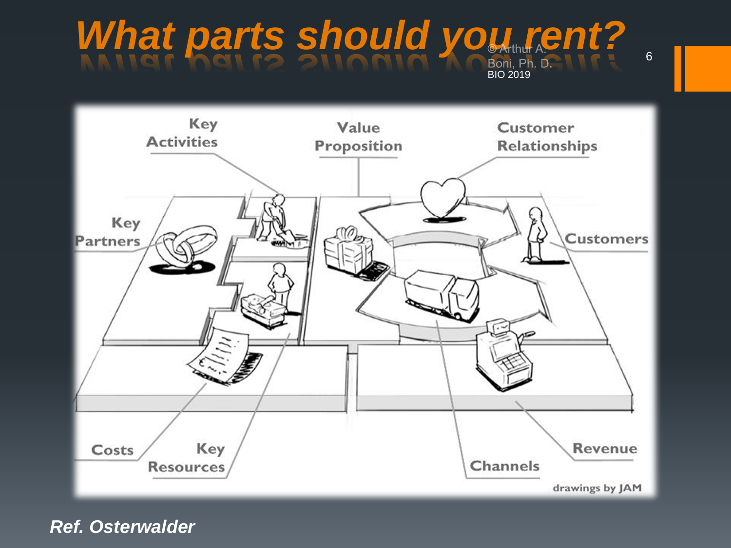# What parts should you rent?

© Arthur A. Boni, Ph. D. BIO 2019

Key Activities

Value Proposition

Customer Relationships

Key Partners

Customers

Costs

Key Resources

Channels

Revenue

drawings by JAM

*Ref. Osterwalder*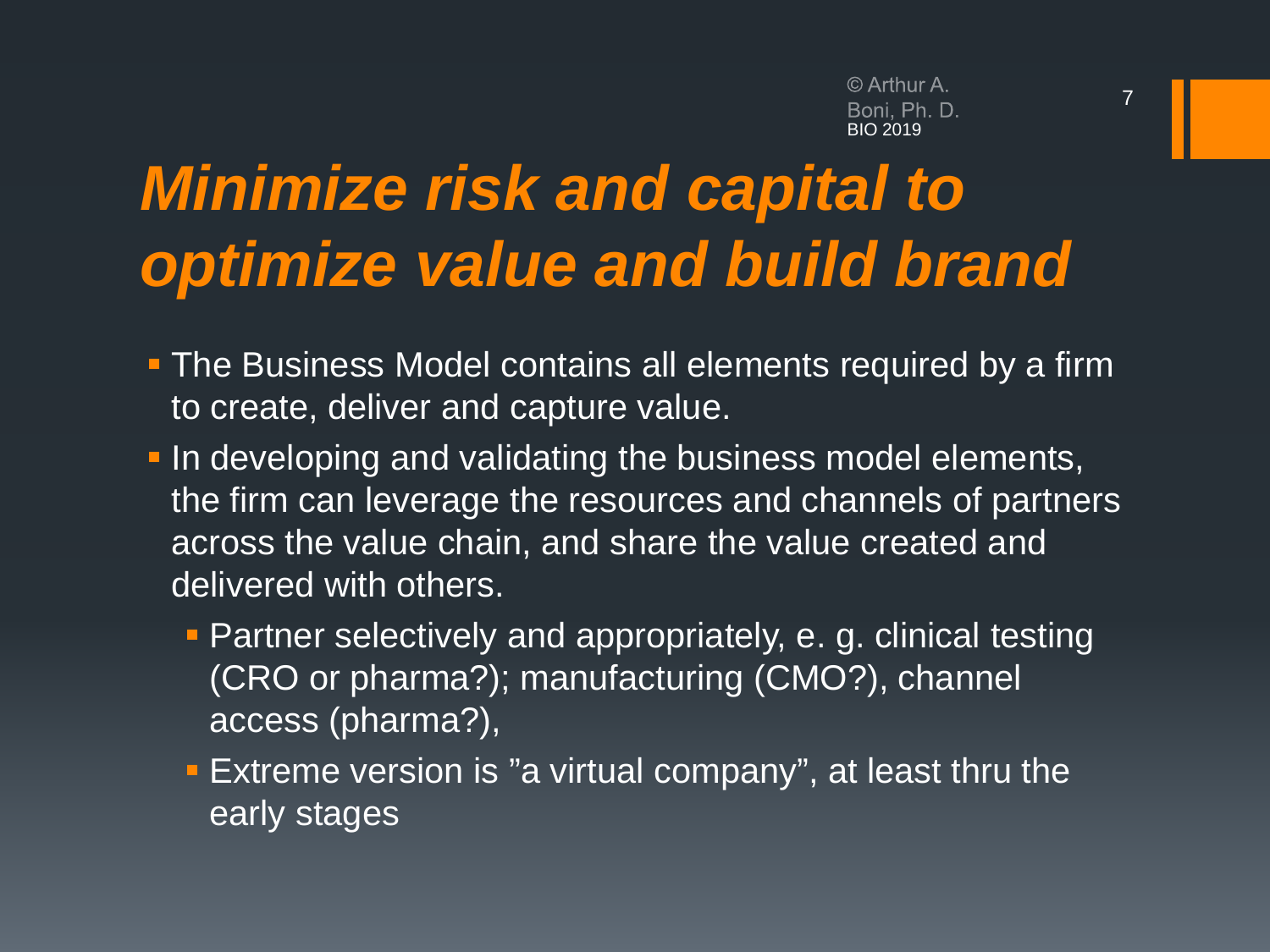# *Minimize risk and capital to optimize value and build brand*

- The Business Model contains all elements required by a firm to create, deliver and capture value.
- In developing and validating the business model elements, the firm can leverage the resources and channels of partners across the value chain, and share the value created and delivered with others.
  - Partner selectively and appropriately, e. g. clinical testing (CRO or pharma?); manufacturing (CMO?), channel access (pharma?),
  - Extreme version is ”a virtual company”, at least thru the early stages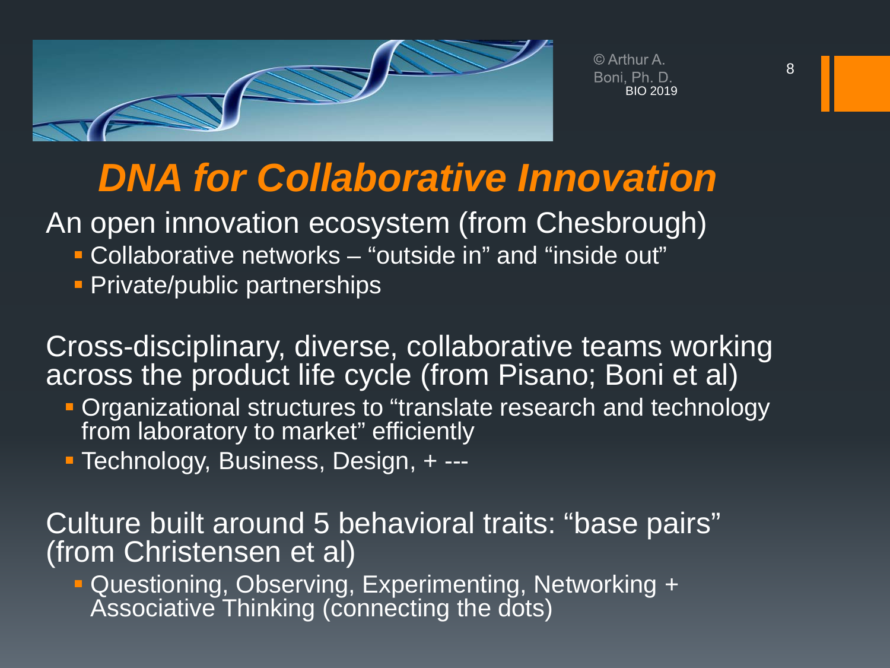© Arthur A. Boni, Ph. D.
BIO 2019

# *DNA for Collaborative Innovation*

An open innovation ecosystem (from Chesbrough)

- Collaborative networks – "outside in" and "inside out"
- Private/public partnerships

Cross-disciplinary, diverse, collaborative teams working across the product life cycle (from Pisano; Boni et al)

- Organizational structures to "translate research and technology from laboratory to market" efficiently
- Technology, Business, Design, + ---

Culture built around 5 behavioral traits: "base pairs" (from Christensen et al)

- Questioning, Observing, Experimenting, Networking + Associative Thinking (connecting the dots)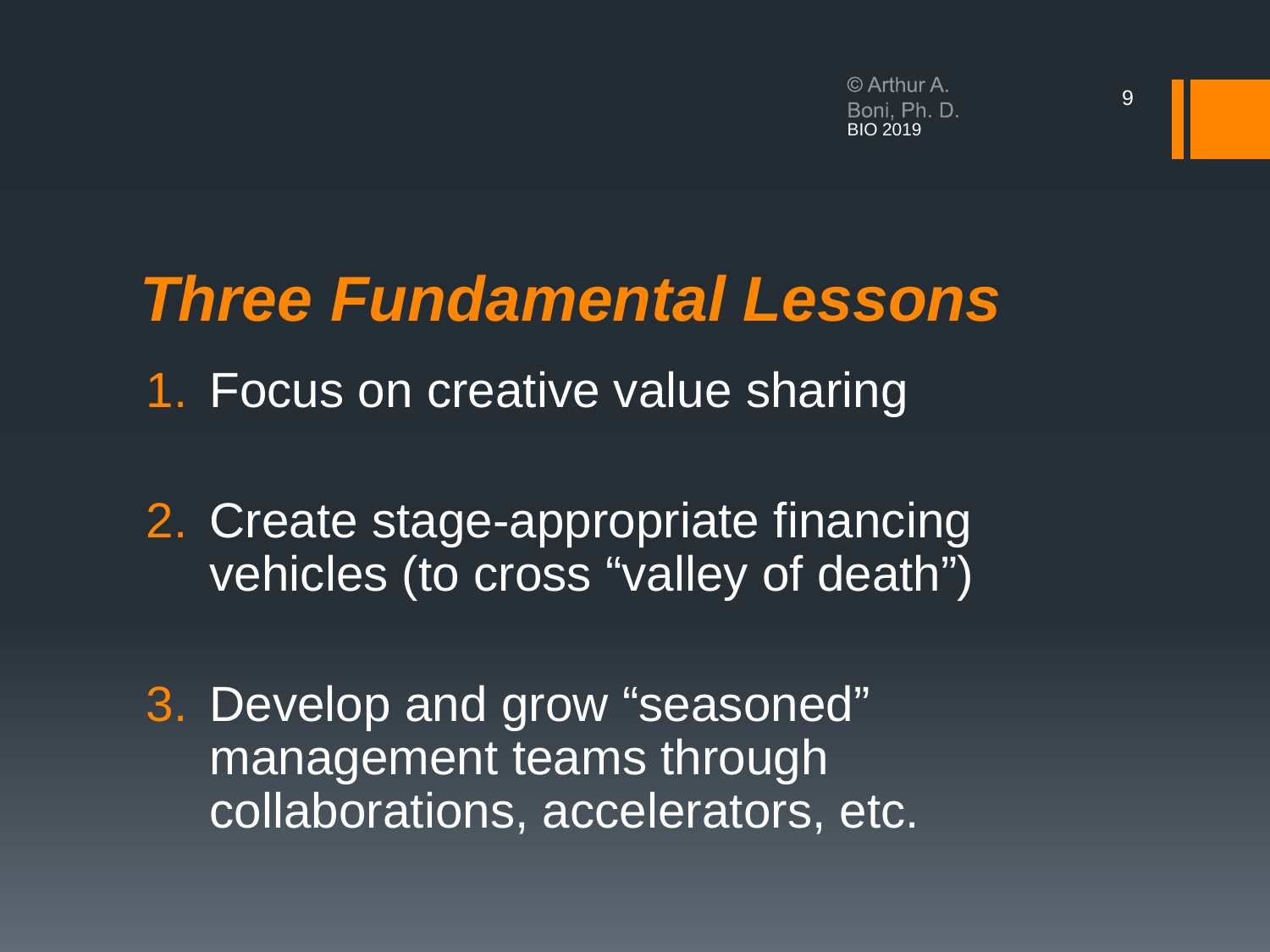# *Three Fundamental Lessons*

1. Focus on creative value sharing
2. Create stage-appropriate financing vehicles (to cross "valley of death")
3. Develop and grow "seasoned" management teams through collaborations, accelerators, etc.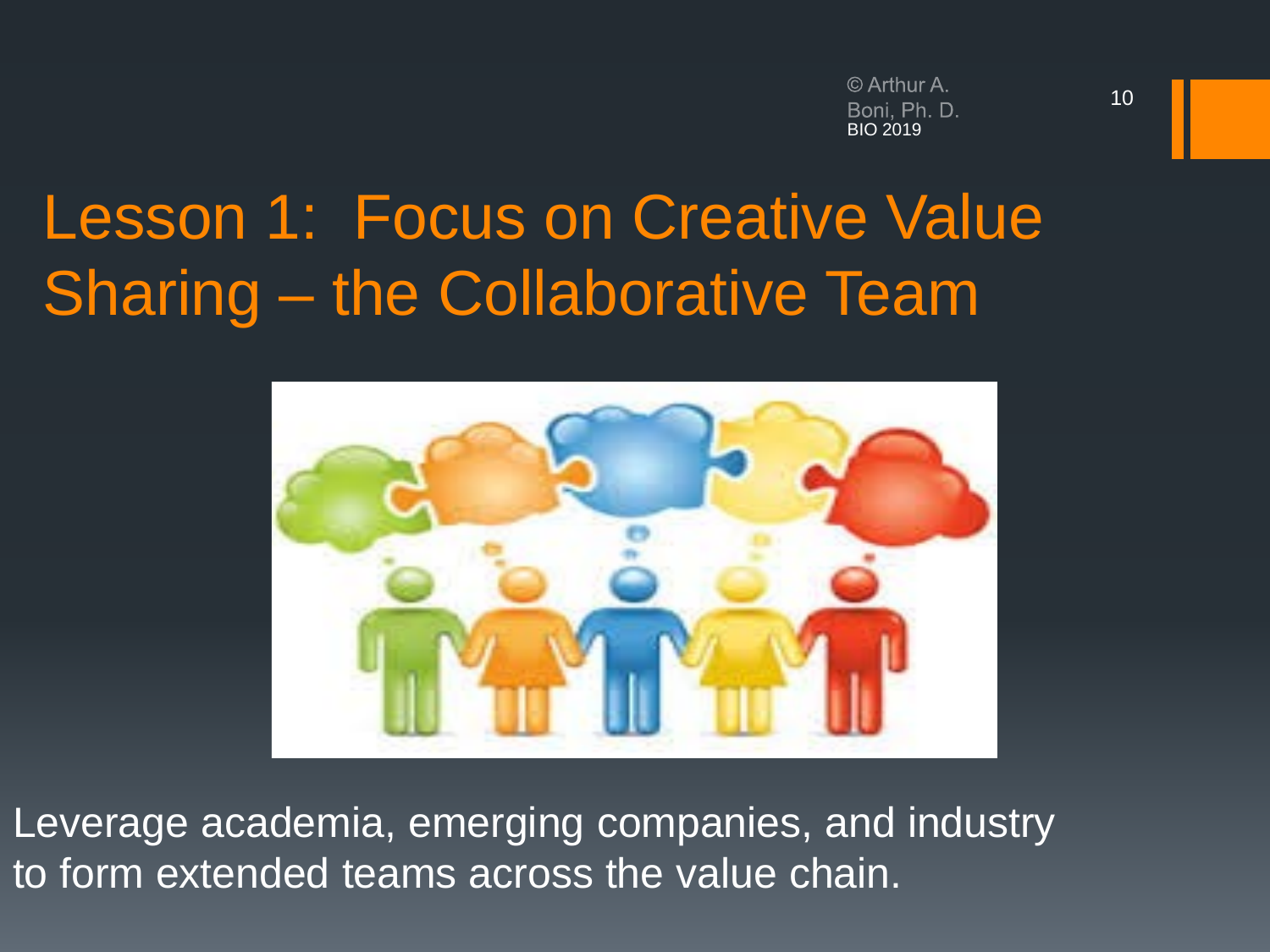# Lesson 1: Focus on Creative Value Sharing – the Collaborative Team

Leverage academia, emerging companies, and industry to form extended teams across the value chain.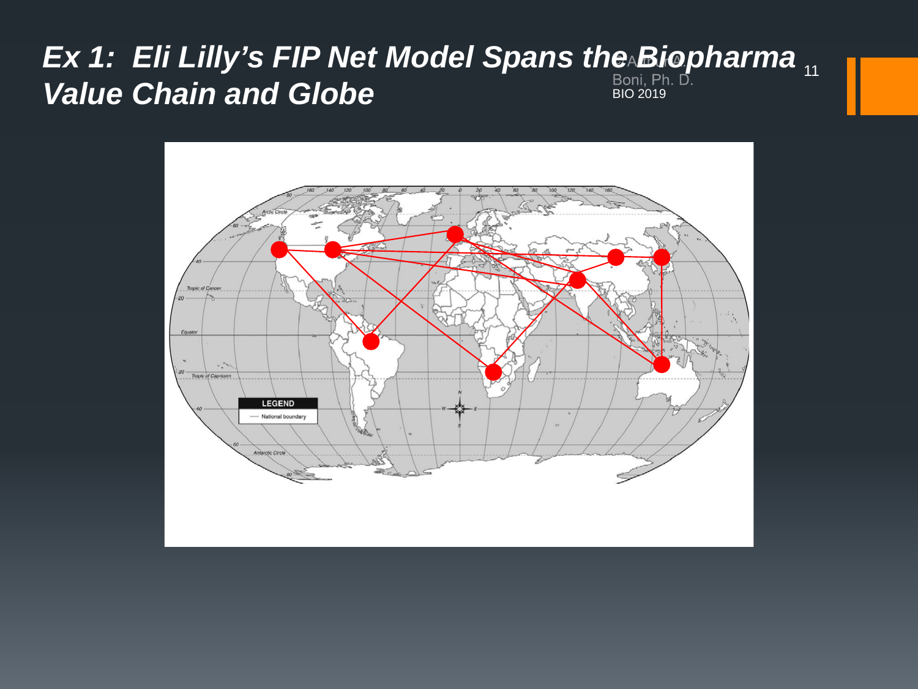# Ex 1: Eli Lilly's FIP Net Model Spans the Biopharma Value Chain and Globe

A. Boni, Ph. D.
BIO 2019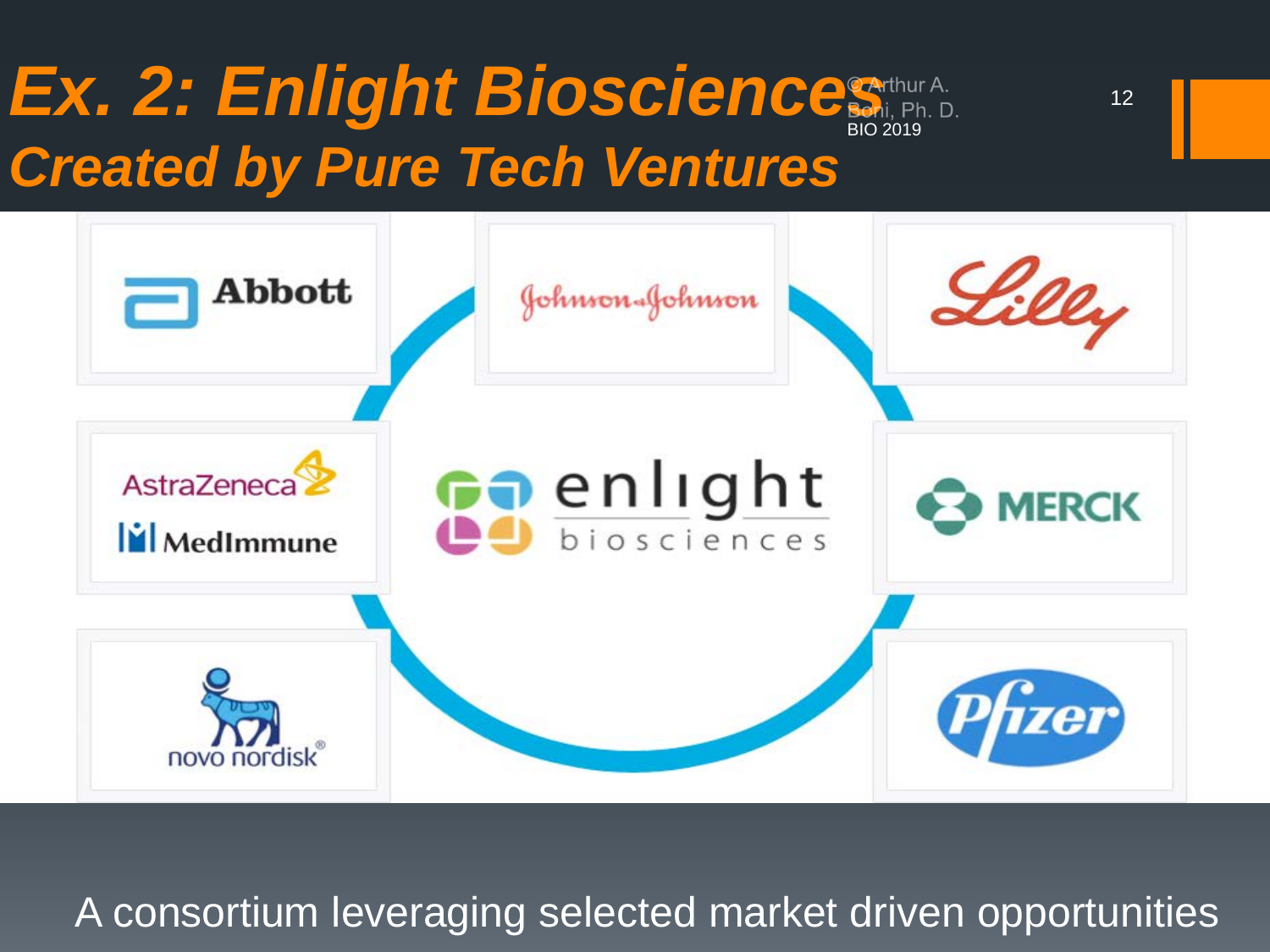# Ex. 2: Enlight Biosciences
## Created by Pure Tech Ventures

© Arthur A. Boni, Ph. D.
BIO 2019

Abbott

Johnson & Johnson

Lilly

AstraZeneca
MedImmune

enlight biosciences

MERCK

novo nordisk®

Pfizer

A consortium leveraging selected market driven opportunities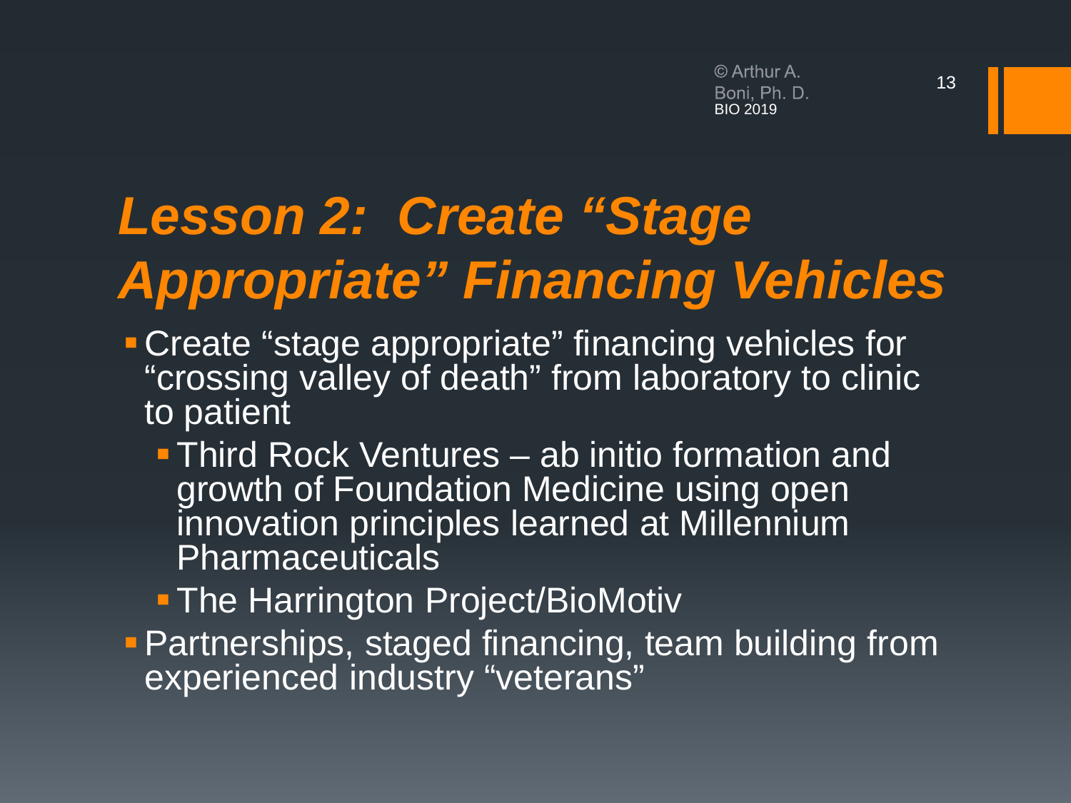# *Lesson 2: Create "Stage Appropriate" Financing Vehicles*

- Create "stage appropriate" financing vehicles for "crossing valley of death" from laboratory to clinic to patient
  - Third Rock Ventures – ab initio formation and growth of Foundation Medicine using open innovation principles learned at Millennium Pharmaceuticals
  - The Harrington Project/BioMotiv
- Partnerships, staged financing, team building from experienced industry "veterans"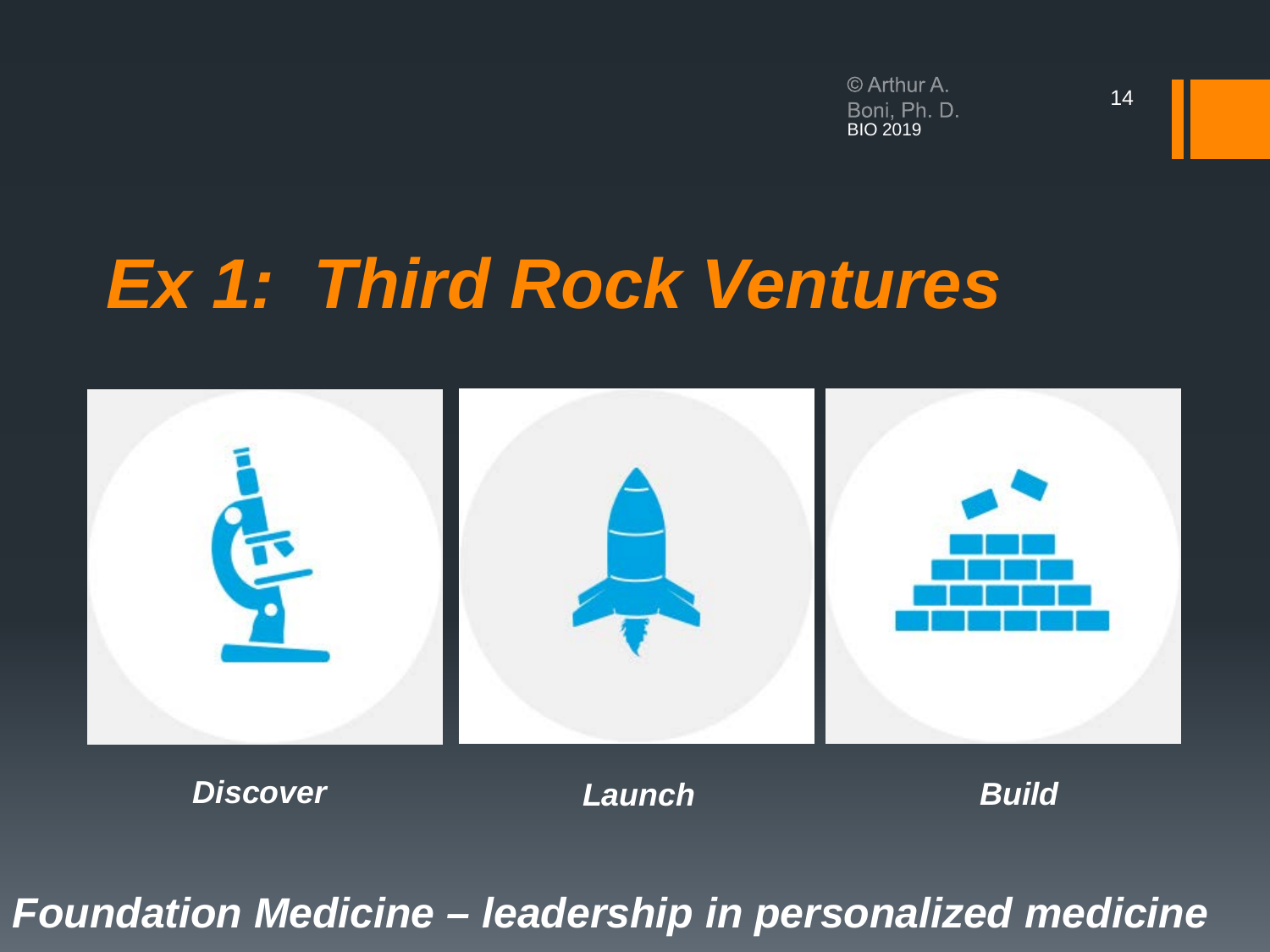# *Ex 1: Third Rock Ventures*

***Discover*** ***Launch*** ***Build***

***Foundation Medicine – leadership in personalized medicine***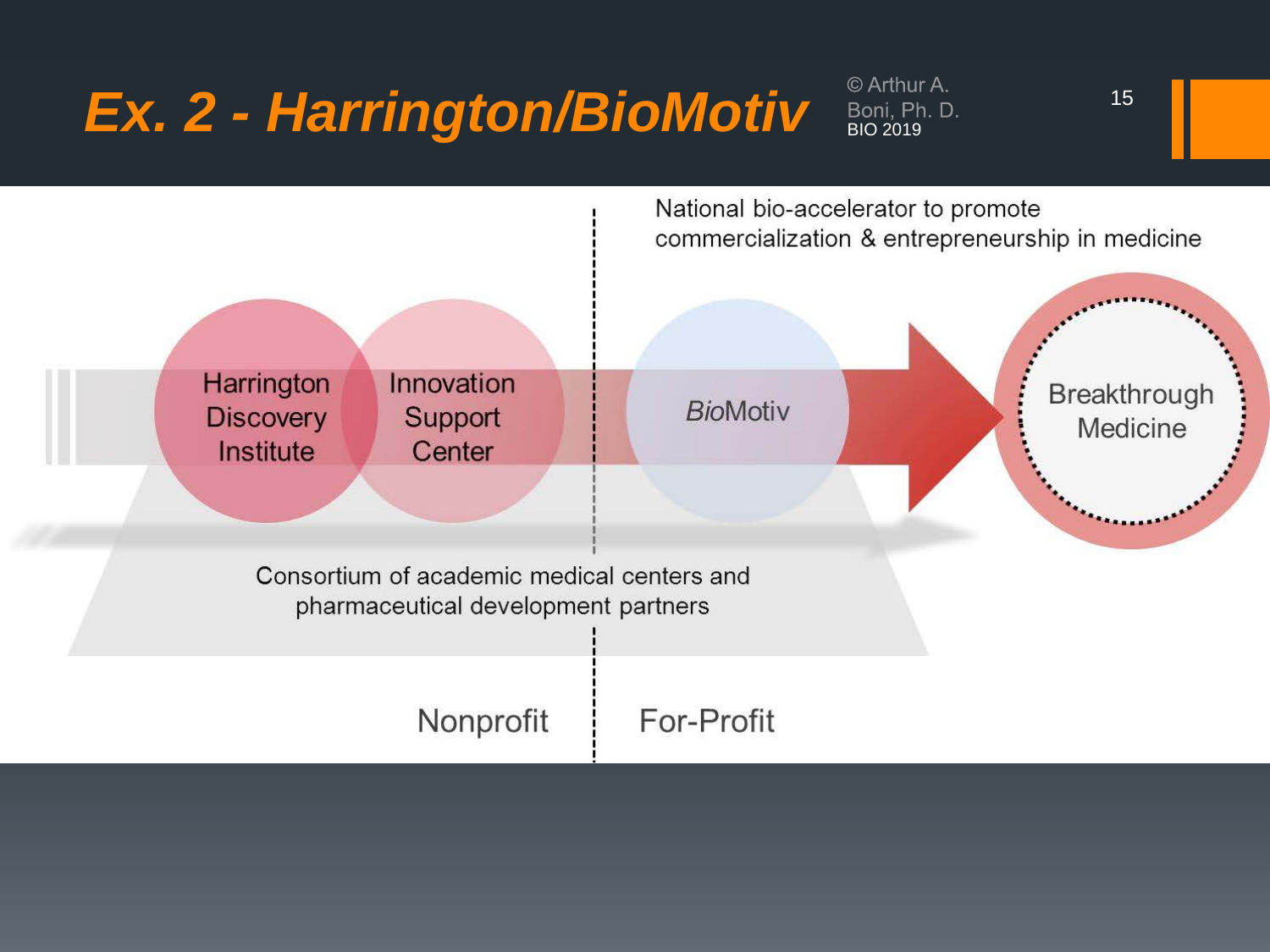# Ex. 2 - Harrington/BioMotiv

© Arthur A. Boni, Ph. D.
BIO 2019

National bio-accelerator to promote commercialization & entrepreneurship in medicine

Harrington Discovery Institute

Innovation Support Center

*Bio*Motiv

Breakthrough Medicine

Consortium of academic medical centers and pharmaceutical development partners

Nonprofit | For-Profit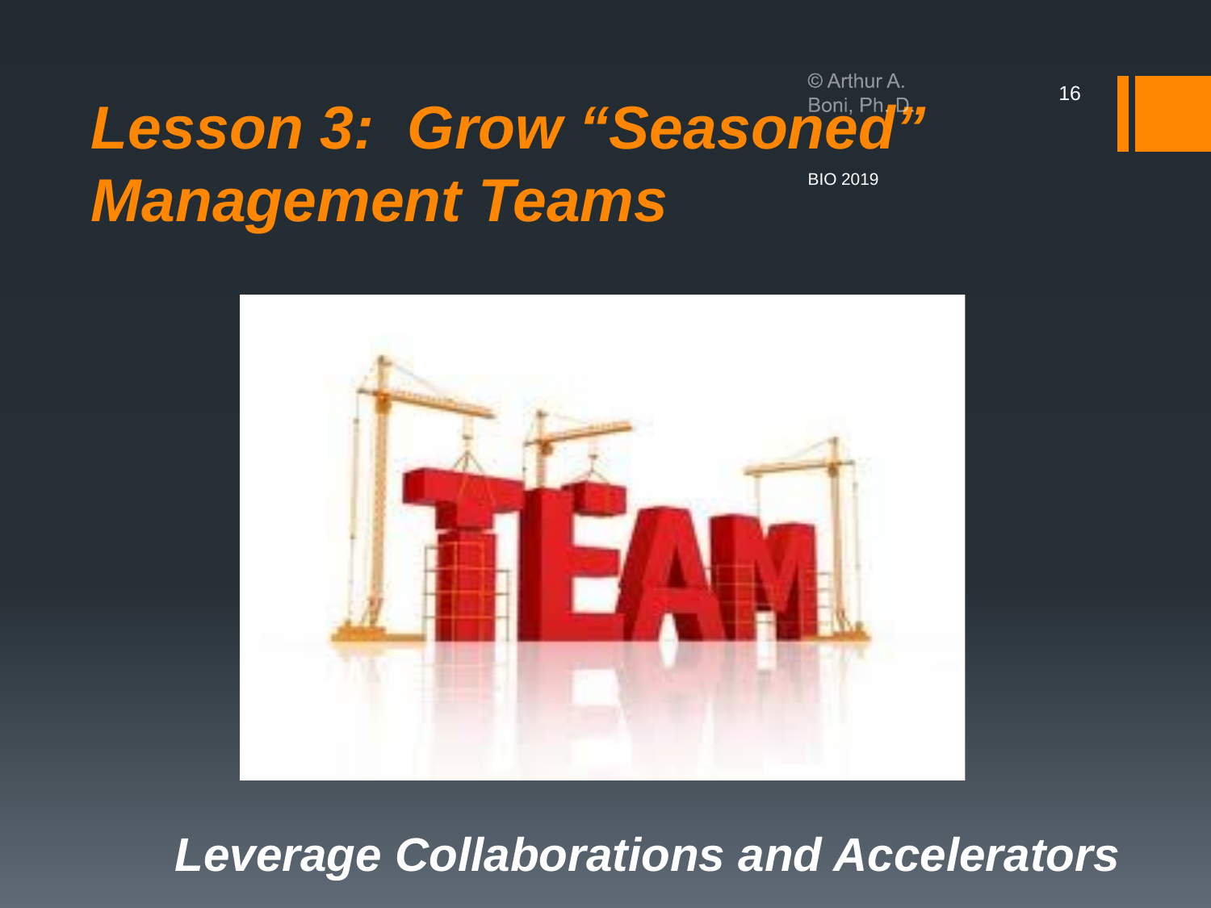# *Lesson 3: Grow "Seasoned" Management Teams*

© Arthur A. Boni, Ph.D.,

BIO 2019

***Leverage Collaborations and Accelerators***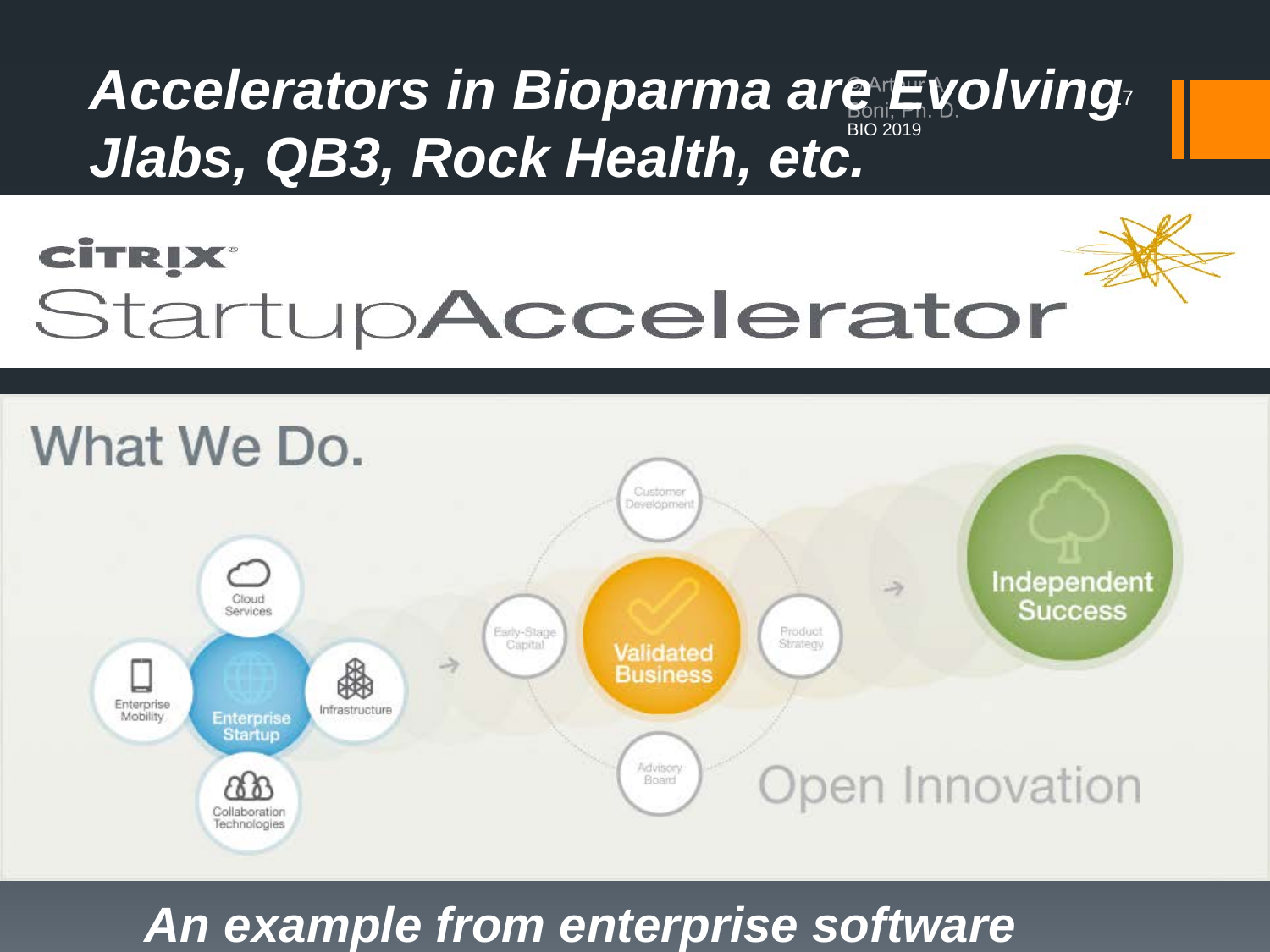# *Accelerators in Bioparma are Evolving Jlabs, QB3, Rock Health, etc.*

CITRIX StartupAccelerator

What We Do.

Cloud Services

Enterprise Mobility

Enterprise Startup

Infrastructure

Collaboration Technologies

Customer Development

Early-Stage Capital

Validated Business

Product Strategy

Advisory Board

Independent Success

Open Innovation

***An example from enterprise software***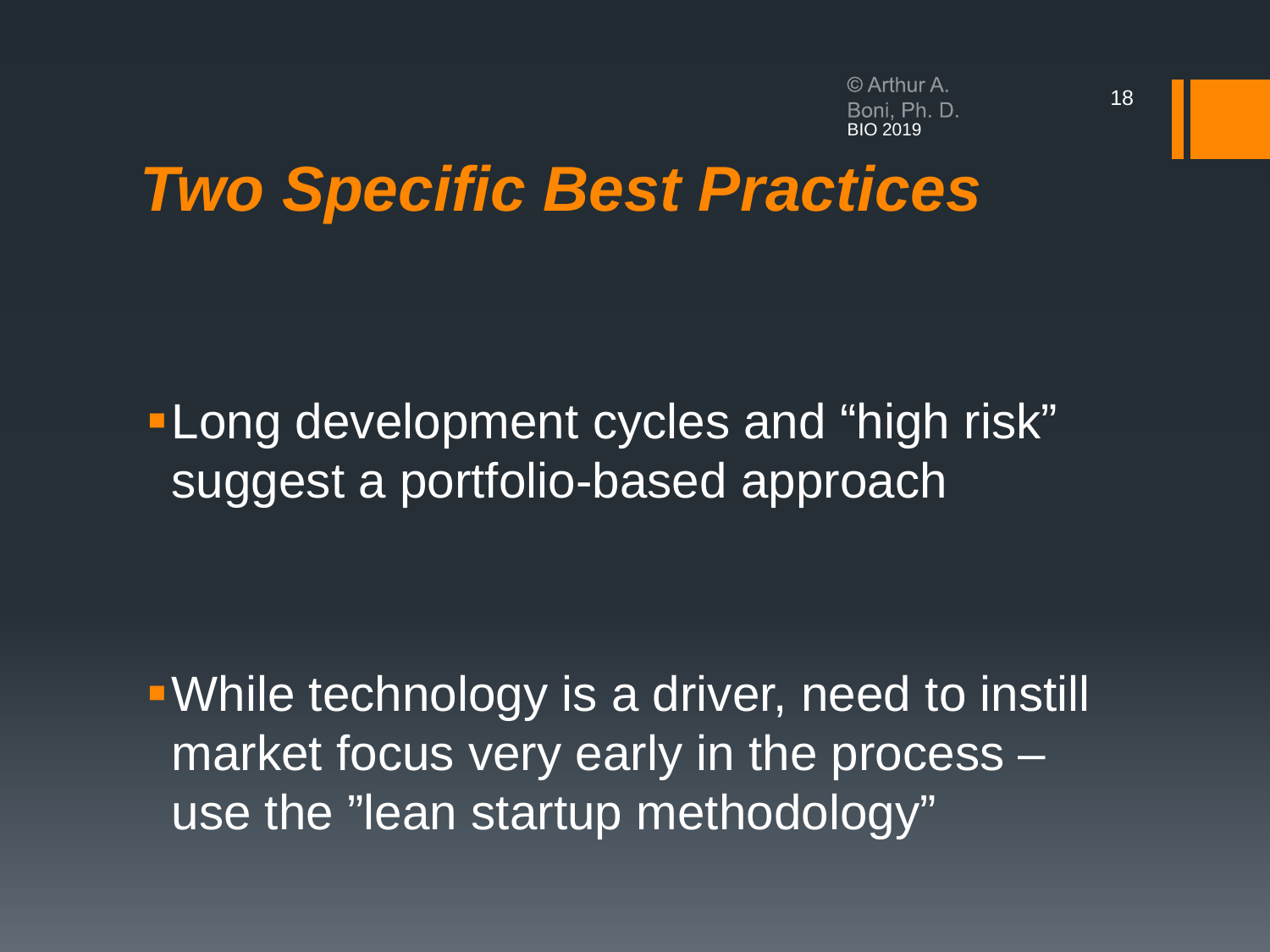# *Two Specific Best Practices*

- Long development cycles and “high risk” suggest a portfolio-based approach

- While technology is a driver, need to instill market focus very early in the process – use the ”lean startup methodology”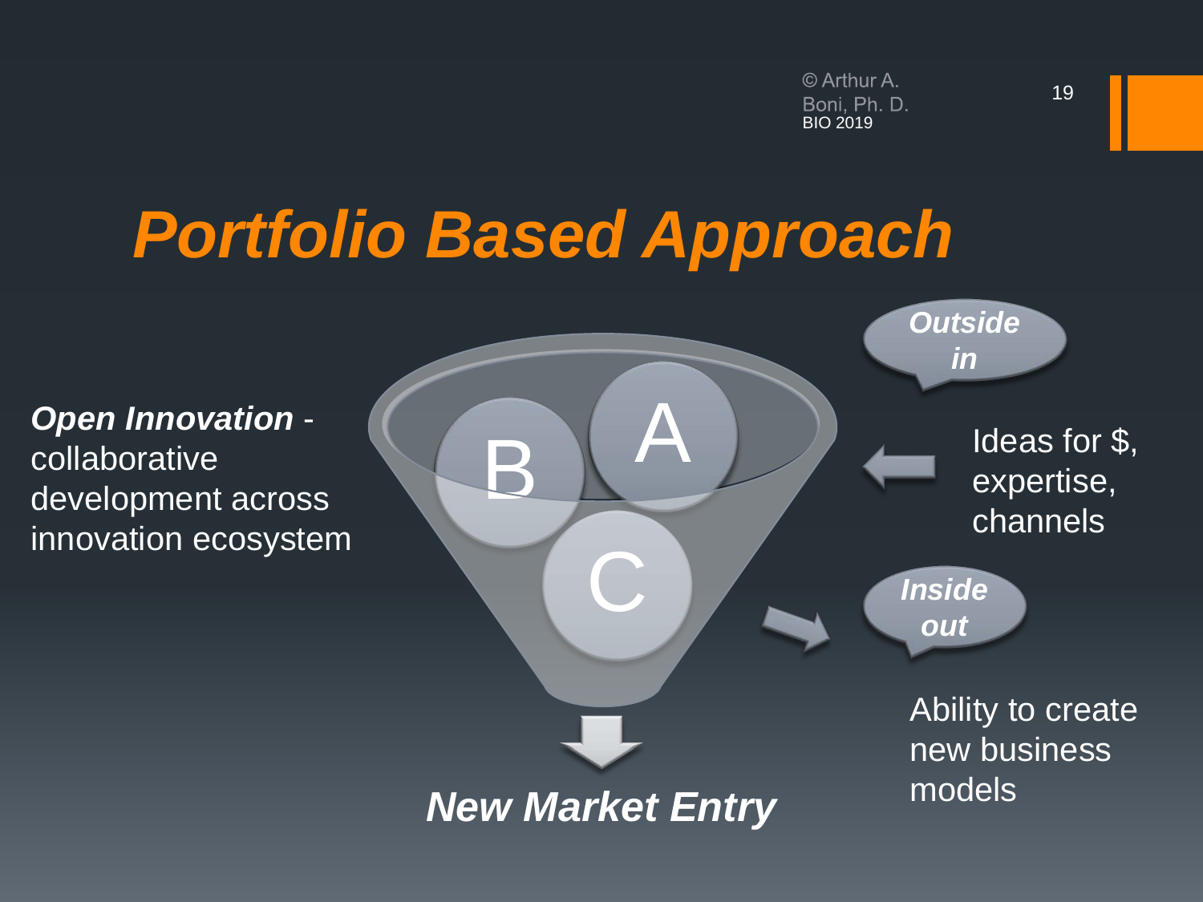# *Portfolio Based Approach*

***Open Innovation*** - collaborative development across innovation ecosystem

B A C

***Outside in***

Ideas for $, expertise, channels

***Inside out***

Ability to create new business models

***New Market Entry***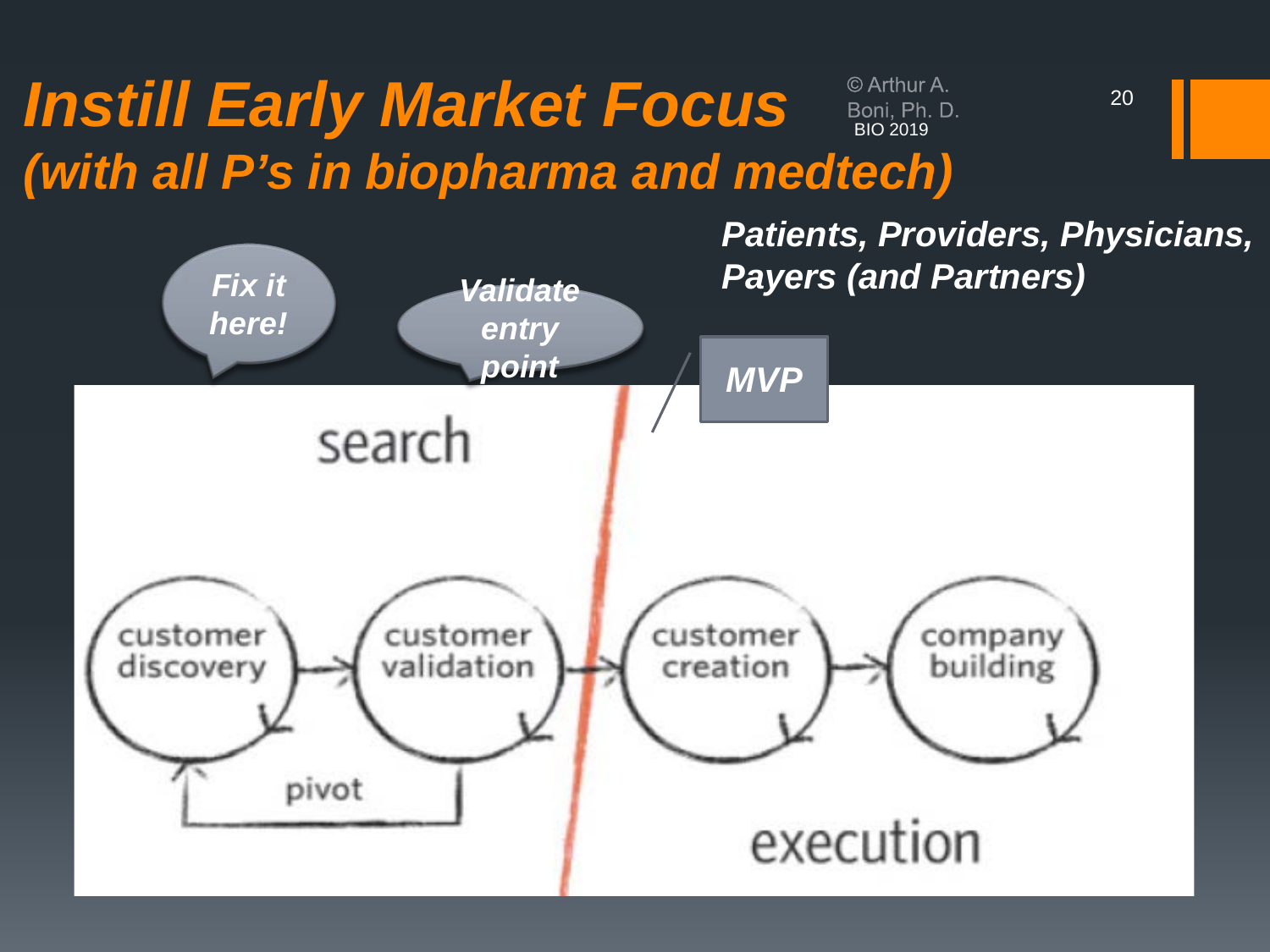# *Instill Early Market Focus*
## *(with all P's in biopharma and medtech)*

© Arthur A. Boni, Ph. D. BIO 2019

***Patients, Providers, Physicians, Payers (and Partners)***

*Fix it here!*

*Validate entry point*

*MVP*

search

customer discovery → customer validation → customer creation → company building

pivot

execution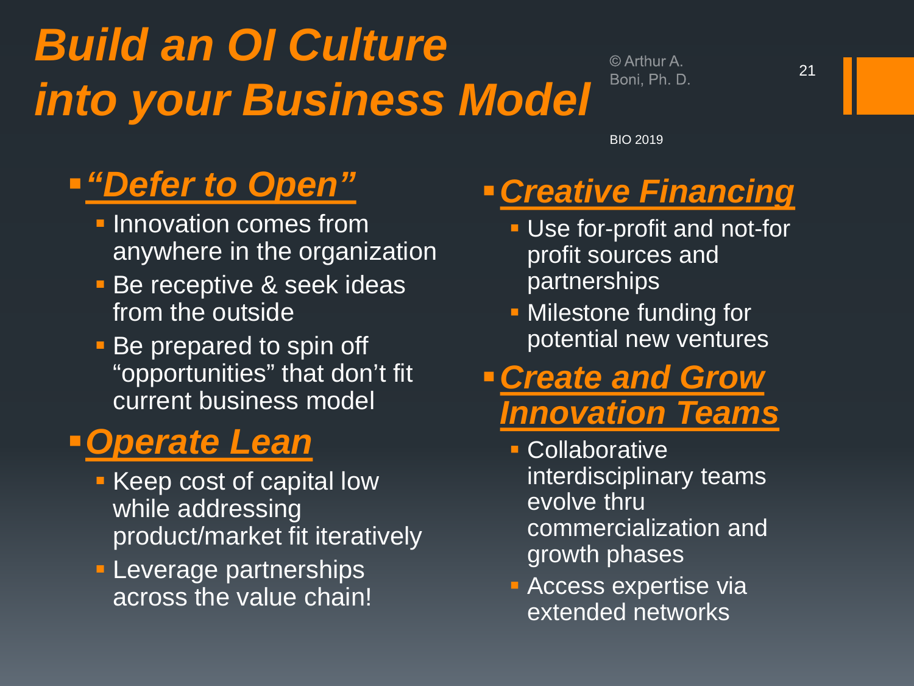# *Build an OI Culture into your Business Model*

© Arthur A. Boni, Ph. D.

BIO 2019

- ***"Defer to Open"***
  - Innovation comes from anywhere in the organization
  - Be receptive & seek ideas from the outside
  - Be prepared to spin off "opportunities" that don't fit current business model
- ***Operate Lean***
  - Keep cost of capital low while addressing product/market fit iteratively
  - Leverage partnerships across the value chain!
- ***Creative Financing***
  - Use for-profit and not-for profit sources and partnerships
  - Milestone funding for potential new ventures
- ***Create and Grow Innovation Teams***
  - Collaborative interdisciplinary teams evolve thru commercialization and growth phases
  - Access expertise via extended networks